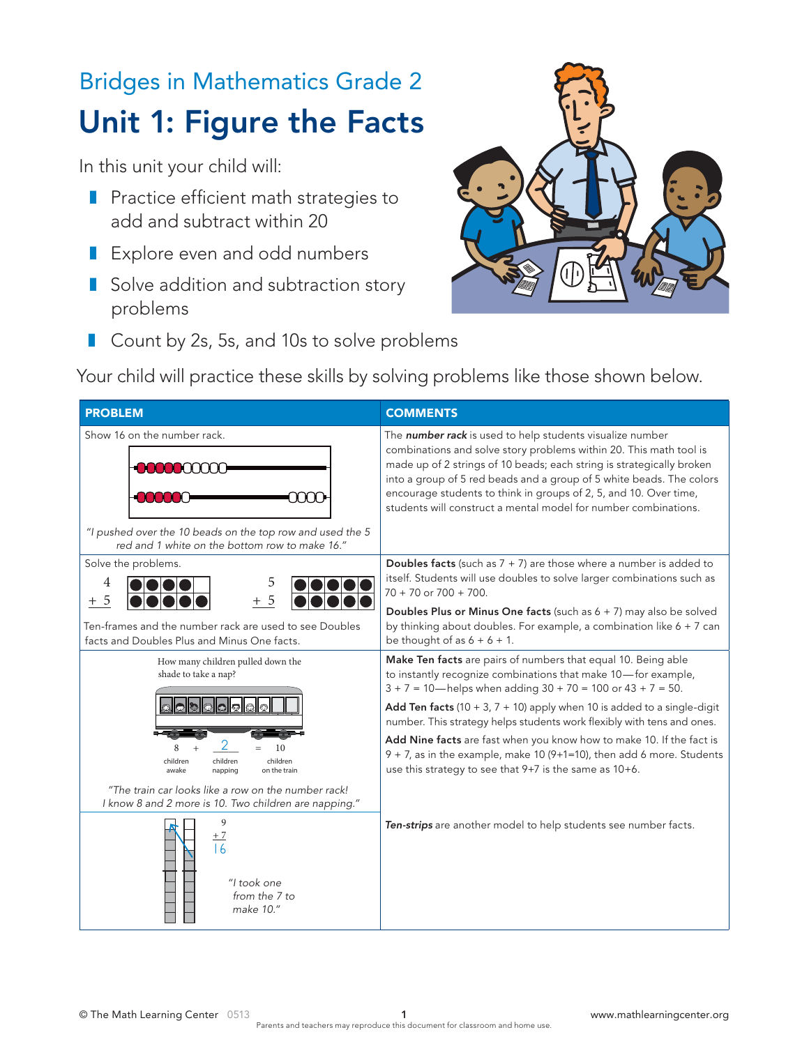## Bridges in Mathematics Grade 2

# Unit 1: Figure the Facts

In this unit your child will:

- Practice efficient math strategies to add and subtract within 20
- Explore even and odd numbers
- Solve addition and subtraction story problems
- Count by 2s, 5s, and 10s to solve problems

Your child will practice these skills by solving problems like those shown below.

| PROBLEM | COMMENTS |
|---|---|
| Show 16 on the number rack. *"I pushed over the 10 beads on the top row and used the 5 red and 1 white on the bottom row to make 16."* | The ***number rack*** is used to help students visualize number combinations and solve story problems within 20. This math tool is made up of 2 strings of 10 beads; each string is strategically broken into a group of 5 red beads and a group of 5 white beads. The colors encourage students to think in groups of 2, 5, and 10. Over time, students will construct a mental model for number combinations. |
| Solve the problems. 4 + 5; 5 + 5. Ten-frames and the number rack are used to see Doubles facts and Doubles Plus and Minus One facts. | **Doubles facts** (such as 7 + 7) are those where a number is added to itself. Students will use doubles to solve larger combinations such as 70 + 70 or 700 + 700. **Doubles Plus or Minus One facts** (such as 6 + 7) may also be solved by thinking about doubles. For example, a combination like 6 + 7 can be thought of as 6 + 6 + 1. |
| How many children pulled down the shade to take a nap? 8 (children awake) + 2 (children napping) = 10 (children on the train). *"The train car looks like a row on the number rack! I know 8 and 2 more is 10. Two children are napping."* | **Make Ten facts** are pairs of numbers that equal 10. Being able to instantly recognize combinations that make 10—for example, 3 + 7 = 10—helps when adding 30 + 70 = 100 or 43 + 7 = 50. **Add Ten facts** (10 + 3, 7 + 10) apply when 10 is added to a single-digit number. This strategy helps students work flexibly with tens and ones. **Add Nine facts** are fast when you know how to make 10. If the fact is 9 + 7, as in the example, make 10 (9+1=10), then add 6 more. Students use this strategy to see that 9+7 is the same as 10+6. |
| 9 + 7 = 16. *"I took one from the 7 to make 10."* | ***Ten-strips*** are another model to help students see number facts. |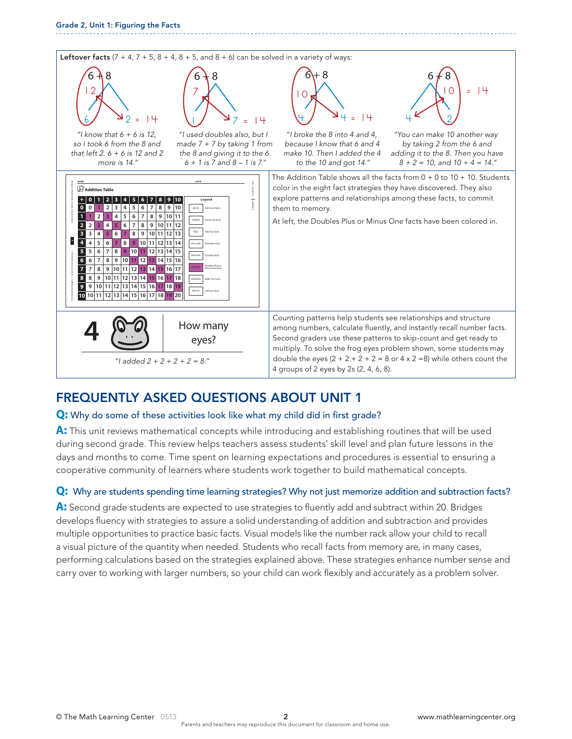**Leftover facts** (7 + 4, 7 + 5, 8 + 4, 8 + 5, and 8 + 6) can be solved in a variety of ways:

6 + 8
12
6
2 = 14

"I know that 6 + 6 is 12, so I took 6 from the 8 and that left 2. 6 + 6 is 12 and 2 more is 14."

6 + 8
7
1
7 = 14

"I used doubles also, but I made 7 + 7 by taking 1 from the 8 and giving it to the 6. 6 + 1 is 7 and 8 – 1 is 7."

6 + 8
10
4
4 = 14

"I broke the 8 into 4 and 4, because I know that 6 and 4 make 10. Then I added the 4 to the 10 and got 14."

6 + 8
10 = 14
4
2

"You can make 10 another way by taking 2 from the 6 and adding it to the 8. Then you have 8 + 2 = 10, and 10 + 4 = 14."

NAME | DATE

**Addition Table**

| + | 0 | 1 | 2 | 3 | 4 | 5 | 6 | 7 | 8 | 9 | 10 |
|---|---|---|---|---|---|---|---|---|---|---|---|
| 0 | 0 | 1 | 2 | 3 | 4 | 5 | 6 | 7 | 8 | 9 | 10 |
| 1 | 1 | 2 | 3 | 4 | 5 | 6 | 7 | 8 | 9 | 10 | 11 |
| 2 | 2 | 3 | 4 | 5 | 6 | 7 | 8 | 9 | 10 | 11 | 12 |
| 3 | 3 | 4 | 5 | 6 | 7 | 8 | 9 | 10 | 11 | 12 | 13 |
| 4 | 4 | 5 | 6 | 7 | 8 | 9 | 10 | 11 | 12 | 13 | 14 |
| 5 | 5 | 6 | 7 | 8 | 9 | 10 | 11 | 12 | 13 | 14 | 15 |
| 6 | 6 | 7 | 8 | 9 | 10 | 11 | 12 | 13 | 14 | 15 | 16 |
| 7 | 7 | 8 | 9 | 10 | 11 | 12 | 13 | 14 | 15 | 16 | 17 |
| 8 | 8 | 9 | 10 | 11 | 12 | 13 | 14 | 15 | 16 | 17 | 18 |
| 9 | 9 | 10 | 11 | 12 | 13 | 14 | 15 | 16 | 17 | 18 | 19 |
| 10 | 10 | 11 | 12 | 13 | 14 | 15 | 16 | 17 | 18 | 19 | 20 |

Legend

- BLUE – Add Zero facts
- GREEN – Count On facts
- RED – Add Ten facts
- YELLOW – Add Nine facts
- BROWN – Doubles facts
- PURPLE – Doubles Plus or Minus One facts
- ORANGE – Make Ten facts
- WHITE – Leftover facts

The Addition Table shows all the facts from 0 + 0 to 10 + 10. Students color in the eight fact strategies they have discovered. They also explore patterns and relationships among these facts, to commit them to memory.

At left, the Doubles Plus or Minus One facts have been colored in.

4 How many eyes?

"I added 2 + 2 + 2 + 2 = 8."

Counting patterns help students see relationships and structure among numbers, calculate fluently, and instantly recall number facts. Second graders use these patterns to skip-count and get ready to multiply. To solve the frog eyes problem shown, some students may double the eyes (2 + 2 + 2 + 2 = 8 or 4 x 2 =8) while others count the 4 groups of 2 eyes by 2s (2, 4, 6, 8).

## FREQUENTLY ASKED QUESTIONS ABOUT UNIT 1

### Q: Why do some of these activities look like what my child did in first grade?

**A:** This unit reviews mathematical concepts while introducing and establishing routines that will be used during second grade. This review helps teachers assess students' skill level and plan future lessons in the days and months to come. Time spent on learning expectations and procedures is essential to ensuring a cooperative community of learners where students work together to build mathematical concepts.

### Q: Why are students spending time learning strategies? Why not just memorize addition and subtraction facts?

**A:** Second grade students are expected to use strategies to fluently add and subtract within 20. Bridges develops fluency with strategies to assure a solid understanding of addition and subtraction and provides multiple opportunities to practice basic facts. Visual models like the number rack allow your child to recall a visual picture of the quantity when needed. Students who recall facts from memory are, in many cases, performing calculations based on the strategies explained above. These strategies enhance number sense and carry over to working with larger numbers, so your child can work flexibly and accurately as a problem solver.